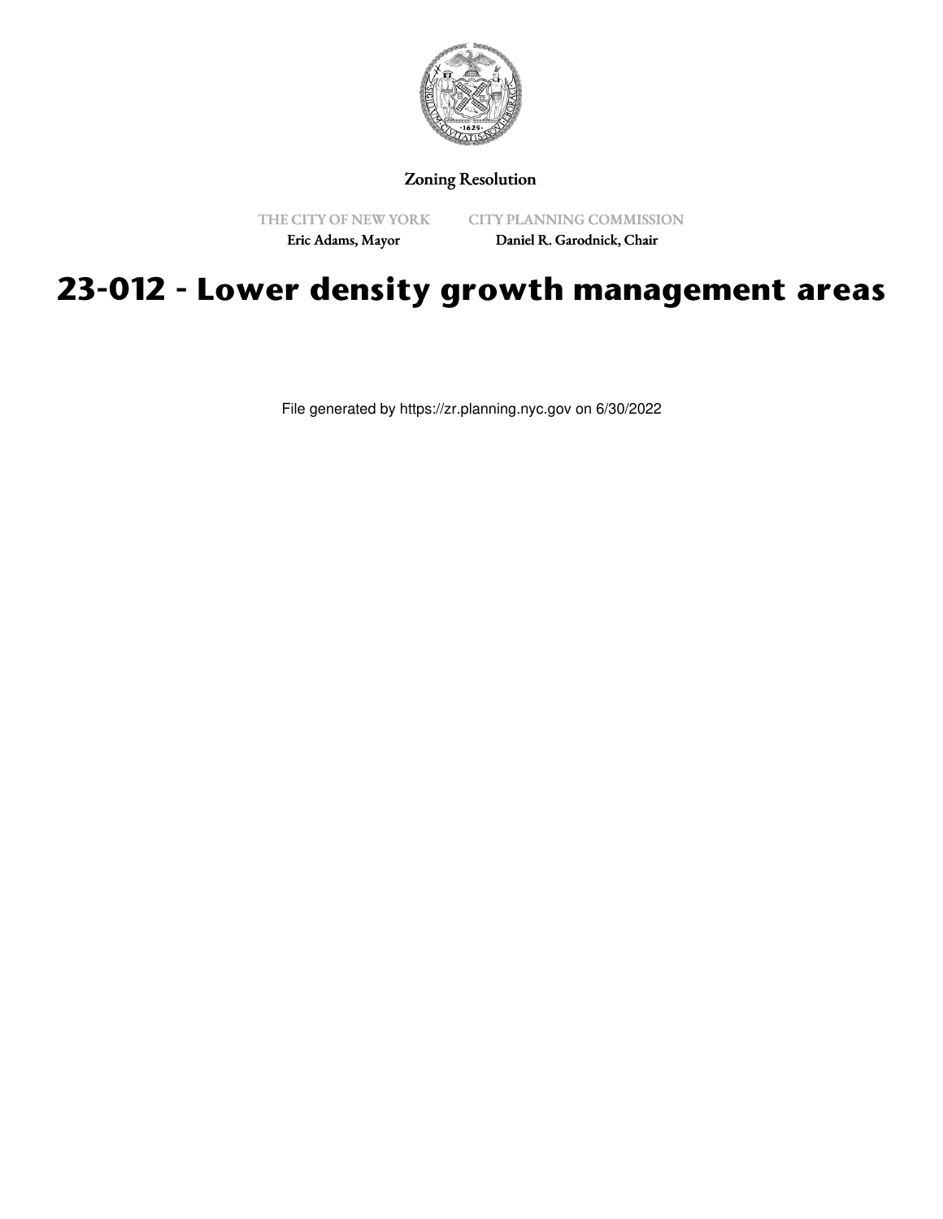Zoning Resolution

THE CITY OF NEW YORK
Eric Adams, Mayor

CITY PLANNING COMMISSION
Daniel R. Garodnick, Chair

# 23-012 - Lower density growth management areas

File generated by https://zr.planning.nyc.gov on 6/30/2022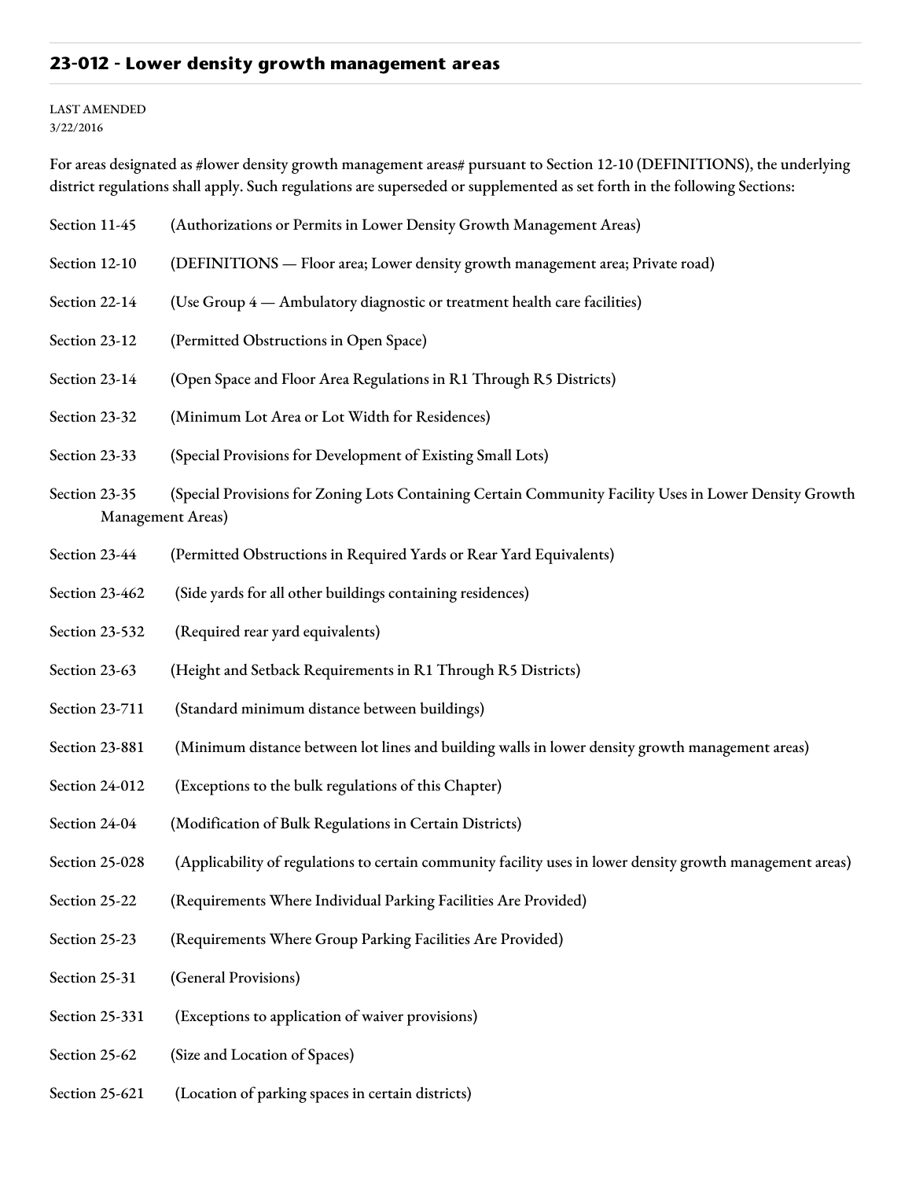## 23-012 - Lower density growth management areas

LAST AMENDED
3/22/2016

For areas designated as #lower density growth management areas# pursuant to Section 12-10 (DEFINITIONS), the underlying district regulations shall apply. Such regulations are superseded or supplemented as set forth in the following Sections:

Section 11-45 (Authorizations or Permits in Lower Density Growth Management Areas)

Section 12-10 (DEFINITIONS — Floor area; Lower density growth management area; Private road)

Section 22-14 (Use Group 4 — Ambulatory diagnostic or treatment health care facilities)

Section 23-12 (Permitted Obstructions in Open Space)

Section 23-14 (Open Space and Floor Area Regulations in R1 Through R5 Districts)

Section 23-32 (Minimum Lot Area or Lot Width for Residences)

Section 23-33 (Special Provisions for Development of Existing Small Lots)

Section 23-35 (Special Provisions for Zoning Lots Containing Certain Community Facility Uses in Lower Density Growth Management Areas)

Section 23-44 (Permitted Obstructions in Required Yards or Rear Yard Equivalents)

Section 23-462 (Side yards for all other buildings containing residences)

Section 23-532 (Required rear yard equivalents)

Section 23-63 (Height and Setback Requirements in R1 Through R5 Districts)

Section 23-711 (Standard minimum distance between buildings)

Section 23-881 (Minimum distance between lot lines and building walls in lower density growth management areas)

Section 24-012 (Exceptions to the bulk regulations of this Chapter)

Section 24-04 (Modification of Bulk Regulations in Certain Districts)

Section 25-028 (Applicability of regulations to certain community facility uses in lower density growth management areas)

Section 25-22 (Requirements Where Individual Parking Facilities Are Provided)

Section 25-23 (Requirements Where Group Parking Facilities Are Provided)

Section 25-31 (General Provisions)

Section 25-331 (Exceptions to application of waiver provisions)

Section 25-62 (Size and Location of Spaces)

Section 25-621 (Location of parking spaces in certain districts)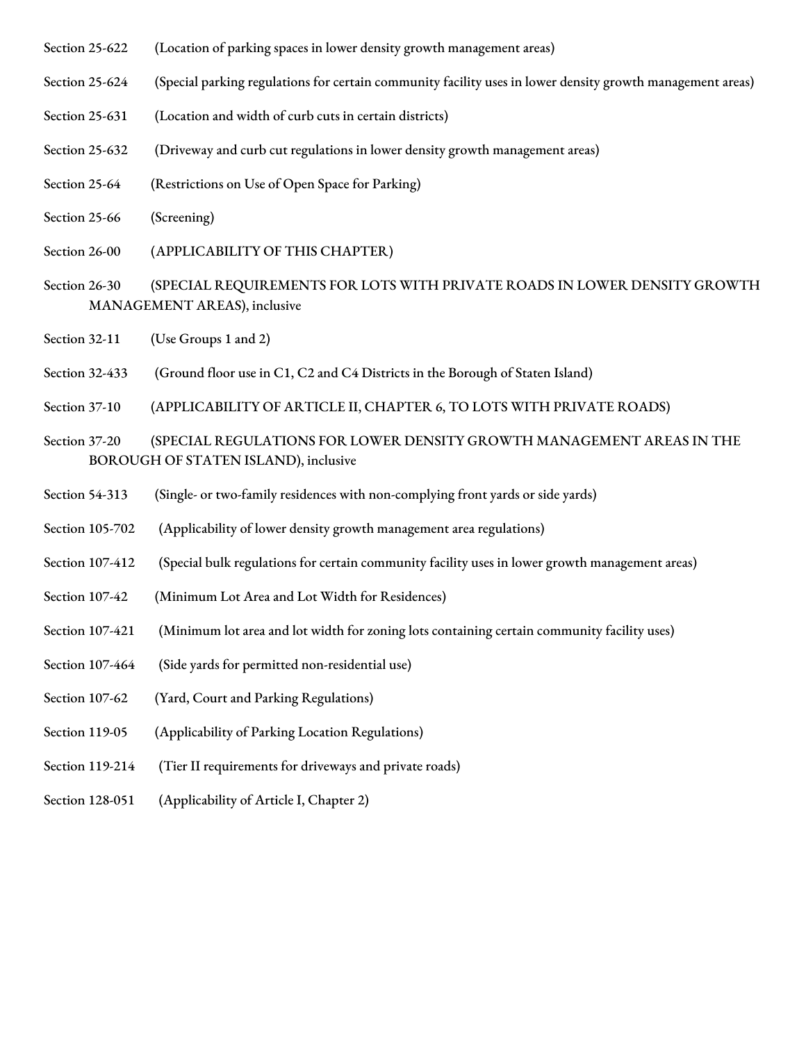Section 25-622 (Location of parking spaces in lower density growth management areas)

Section 25-624 (Special parking regulations for certain community facility uses in lower density growth management areas)

Section 25-631 (Location and width of curb cuts in certain districts)

Section 25-632 (Driveway and curb cut regulations in lower density growth management areas)

Section 25-64 (Restrictions on Use of Open Space for Parking)

Section 25-66 (Screening)

Section 26-00 (APPLICABILITY OF THIS CHAPTER)

Section 26-30 (SPECIAL REQUIREMENTS FOR LOTS WITH PRIVATE ROADS IN LOWER DENSITY GROWTH MANAGEMENT AREAS), inclusive

Section 32-11 (Use Groups 1 and 2)

Section 32-433 (Ground floor use in C1, C2 and C4 Districts in the Borough of Staten Island)

Section 37-10 (APPLICABILITY OF ARTICLE II, CHAPTER 6, TO LOTS WITH PRIVATE ROADS)

Section 37-20 (SPECIAL REGULATIONS FOR LOWER DENSITY GROWTH MANAGEMENT AREAS IN THE BOROUGH OF STATEN ISLAND), inclusive

Section 54-313 (Single- or two-family residences with non-complying front yards or side yards)

Section 105-702 (Applicability of lower density growth management area regulations)

Section 107-412 (Special bulk regulations for certain community facility uses in lower growth management areas)

Section 107-42 (Minimum Lot Area and Lot Width for Residences)

Section 107-421 (Minimum lot area and lot width for zoning lots containing certain community facility uses)

Section 107-464 (Side yards for permitted non-residential use)

Section 107-62 (Yard, Court and Parking Regulations)

Section 119-05 (Applicability of Parking Location Regulations)

Section 119-214 (Tier II requirements for driveways and private roads)

Section 128-051 (Applicability of Article I, Chapter 2)